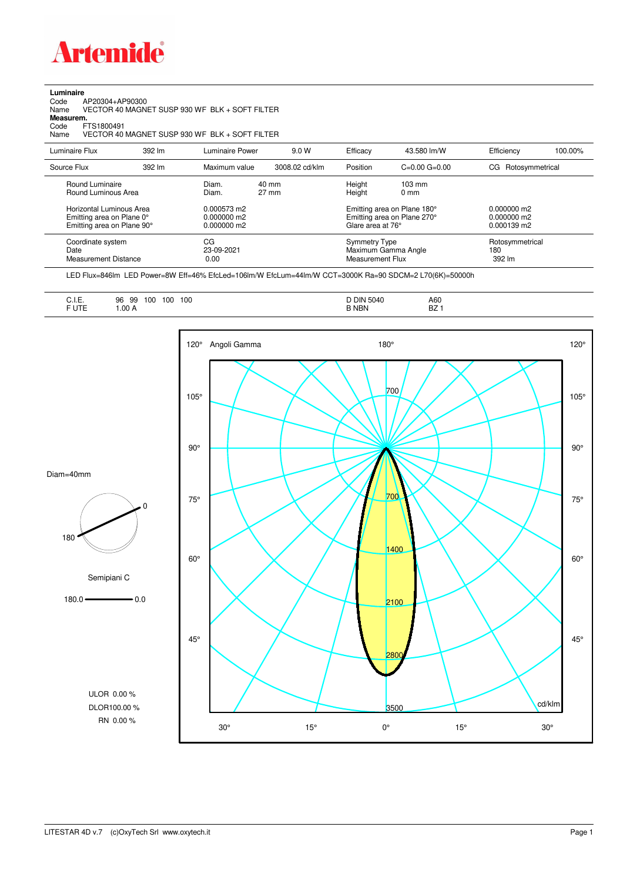# Artemide

**Luminaire**

Code AP20304+AP90300

Name VECTOR 40 MAGNET SUSP 930 WF BLK + SOFT FILTER

**Measurem.**

Code FTS1800491

Name VECTOR 40 MAGNET SUSP 930 WF BLK + SOFT FILTER

| Luminaire Flux | 392 lm | Luminaire Power | 9.0 W | Efficacy | 43.580 lm/W | Efficiency | 100.00% |
|---|---|---|---|---|---|---|---|
| Source Flux | 392 lm | Maximum value | 3008.02 cd/klm | Position | C=0.00 G=0.00 | CG Rotosymmetrical | |

| | | | | |
|---|---|---|---|---|
| Round Luminaire | Diam. 40 mm | Height 103 mm | | |
| Round Luminous Area | Diam. 27 mm | Height 0 mm | | |
| Horizontal Luminous Area | 0.000573 m2 | Emitting area on Plane 180° | 0.000000 m2 | |
| Emitting area on Plane 0° | 0.000000 m2 | Emitting area on Plane 270° | 0.000000 m2 | |
| Emitting area on Plane 90° | 0.000000 m2 | Glare area at 76° | 0.000139 m2 | |
| Coordinate system | CG | Symmetry Type | Rotosymmetrical | |
| Date | 23-09-2021 | Maximum Gamma Angle | 180 | |
| Measurement Distance | 0.00 | Measurement Flux | 392 lm | |

LED Flux=846lm LED Power=8W Eff=46% EfcLed=106lm/W EfcLum=44lm/W CCT=3000K Ra=90 SDCM=2 L70(6K)=50000h

| | | | |
|---|---|---|---|
| C.I.E. | 96 99 100 100 100 | D DIN 5040 | A60 |
| F UTE | 1.00 A | B NBN | BZ 1 |

Diam=40mm

Semipiani C

180.0 — 0.0

ULOR 0.00 %

DLOR100.00 %

RN 0.00 %

Angoli Gamma

cd/klm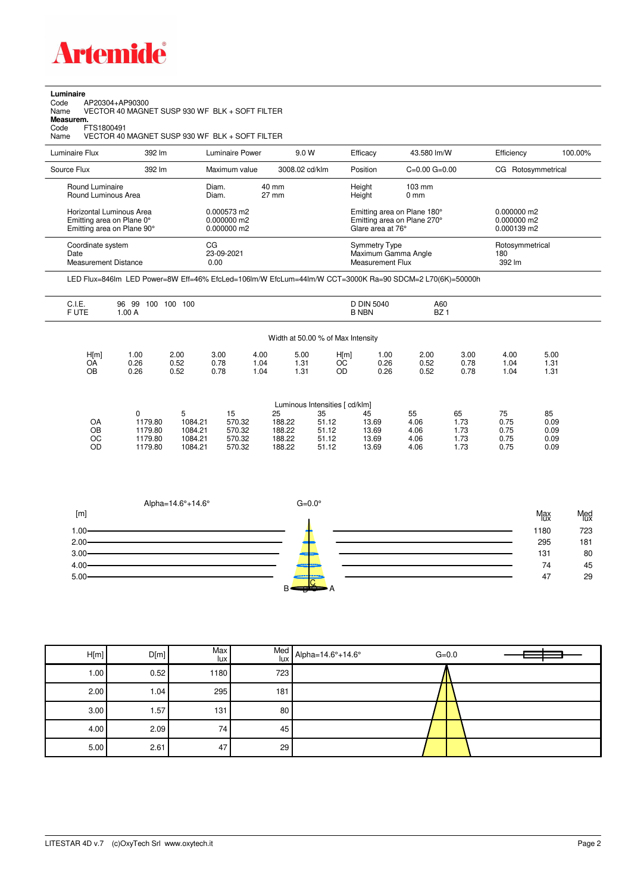Artemide

**Luminaire**

Code AP20304+AP90300
Name VECTOR 40 MAGNET SUSP 930 WF BLK + SOFT FILTER

**Measurem.**

Code FTS1800491
Name VECTOR 40 MAGNET SUSP 930 WF BLK + SOFT FILTER

| | | | | | | | |
|---|---|---|---|---|---|---|---|
| Luminaire Flux | 392 lm | Luminaire Power | 9.0 W | Efficacy | 43.580 lm/W | Efficiency | 100.00% |
| Source Flux | 392 lm | Maximum value | 3008.02 cd/klm | Position | C=0.00 G=0.00 | CG | Rotosymmetrical |

| | | | | | | |
|---|---|---|---|---|---|---|
| Round Luminaire | Diam. | 40 mm | Height | 103 mm | | |
| Round Luminous Area | Diam. | 27 mm | Height | 0 mm | | |
| Horizontal Luminous Area | 0.000573 m2 | | Emitting area on Plane 180° | | 0.000000 m2 | |
| Emitting area on Plane 0° | 0.000000 m2 | | Emitting area on Plane 270° | | 0.000000 m2 | |
| Emitting area on Plane 90° | 0.000000 m2 | | Glare area at 76° | | 0.000139 m2 | |
| Coordinate system | CG | | Symmetry Type | | Rotosymmetrical | |
| Date | 23-09-2021 | | Maximum Gamma Angle | | 180 | |
| Measurement Distance | 0.00 | | Measurement Flux | | 392 lm | |

LED Flux=846lm LED Power=8W Eff=46% EfcLed=106lm/W EfcLum=44lm/W CCT=3000K Ra=90 SDCM=2 L70(6K)=50000h

| | | | |
|---|---|---|---|
| C.I.E. | 96 99 100 100 100 | D DIN 5040 | A60 |
| F UTE | 1.00 A | B NBN | BZ 1 |

Width at 50.00 % of Max Intensity

| H[m] | 1.00 | 2.00 | 3.00 | 4.00 | 5.00 | H[m] | 1.00 | 2.00 | 3.00 | 4.00 | 5.00 |
|---|---|---|---|---|---|---|---|---|---|---|---|
| OA | 0.26 | 0.52 | 0.78 | 1.04 | 1.31 | OC | 0.26 | 0.52 | 0.78 | 1.04 | 1.31 |
| OB | 0.26 | 0.52 | 0.78 | 1.04 | 1.31 | OD | 0.26 | 0.52 | 0.78 | 1.04 | 1.31 |

Luminous Intensities [ cd/klm]

| | 0 | 5 | 15 | 25 | 35 | 45 | 55 | 65 | 75 | 85 |
|---|---|---|---|---|---|---|---|---|---|---|
| OA | 1179.80 | 1084.21 | 570.32 | 188.22 | 51.12 | 13.69 | 4.06 | 1.73 | 0.75 | 0.09 |
| OB | 1179.80 | 1084.21 | 570.32 | 188.22 | 51.12 | 13.69 | 4.06 | 1.73 | 0.75 | 0.09 |
| OC | 1179.80 | 1084.21 | 570.32 | 188.22 | 51.12 | 13.69 | 4.06 | 1.73 | 0.75 | 0.09 |
| OD | 1179.80 | 1084.21 | 570.32 | 188.22 | 51.12 | 13.69 | 4.06 | 1.73 | 0.75 | 0.09 |

Alpha=14.6°+14.6°
G=0.0°
[m]
Max lux
Med lux
1.00 1180 723
2.00 295 181
3.00 131 80
4.00 74 45
5.00 47 29
B C D A

| H[m] | D[m] | Max lux | Med lux | Alpha=14.6°+14.6° G=0.0 |
|---|---|---|---|---|
| 1.00 | 0.52 | 1180 | 723 | |
| 2.00 | 1.04 | 295 | 181 | |
| 3.00 | 1.57 | 131 | 80 | |
| 4.00 | 2.09 | 74 | 45 | |
| 5.00 | 2.61 | 47 | 29 | |

LITESTAR 4D v.7 (c)OxyTech Srl www.oxytech.it